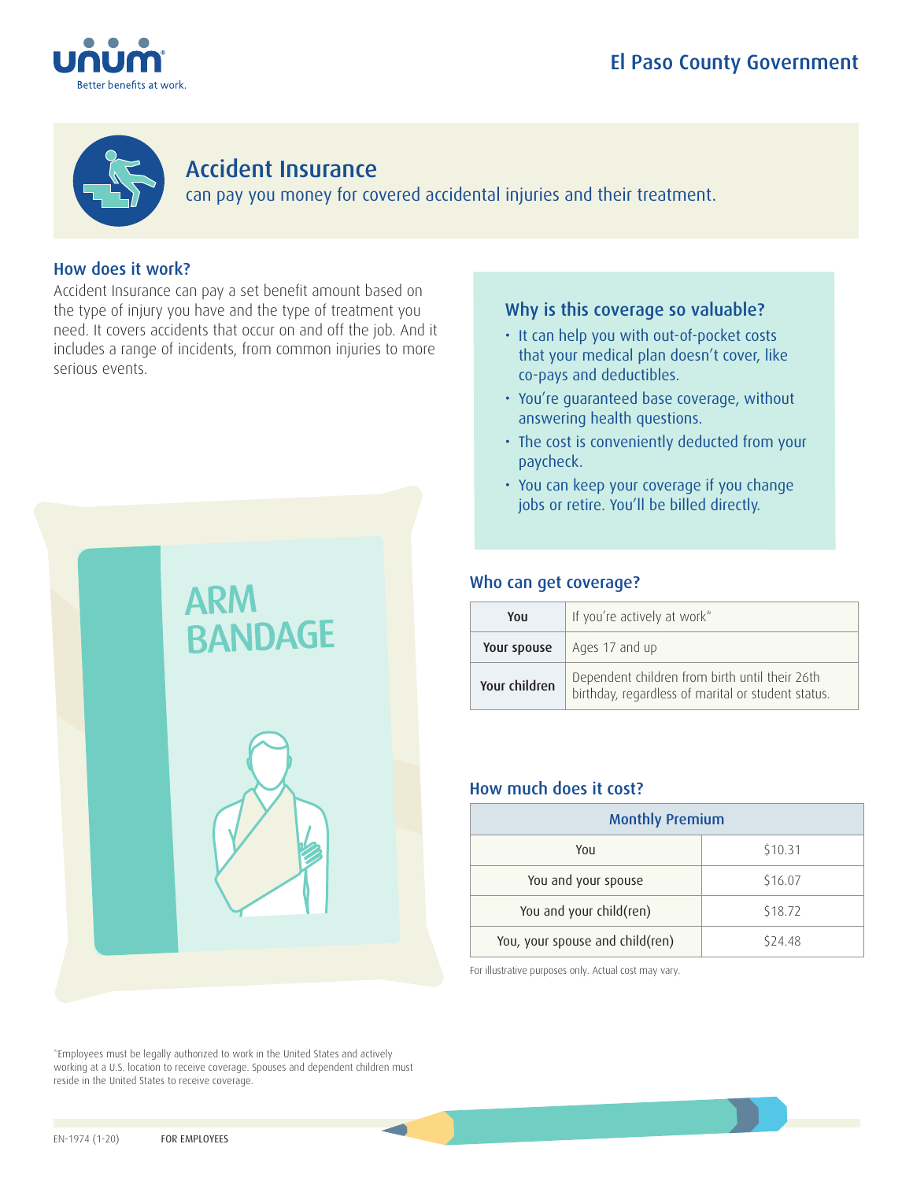El Paso County Government

# Accident Insurance

can pay you money for covered accidental injuries and their treatment.

## How does it work?

Accident Insurance can pay a set benefit amount based on the type of injury you have and the type of treatment you need. It covers accidents that occur on and off the job. And it includes a range of incidents, from common injuries to more serious events.

## Why is this coverage so valuable?

- It can help you with out-of-pocket costs that your medical plan doesn't cover, like co-pays and deductibles.
- You're guaranteed base coverage, without answering health questions.
- The cost is conveniently deducted from your paycheck.
- You can keep your coverage if you change jobs or retire. You'll be billed directly.

## Who can get coverage?

| | |
|---|---|
| **You** | If you're actively at work* |
| **Your spouse** | Ages 17 and up |
| **Your children** | Dependent children from birth until their 26th birthday, regardless of marital or student status. |

## How much does it cost?

| Monthly Premium | |
|---|---|
| You | $10.31 |
| You and your spouse | $16.07 |
| You and your child(ren) | $18.72 |
| You, your spouse and child(ren) | $24.48 |

For illustrative purposes only. Actual cost may vary.

*Employees must be legally authorized to work in the United States and actively working at a U.S. location to receive coverage. Spouses and dependent children must reside in the United States to receive coverage.

EN-1974 (1-20) FOR EMPLOYEES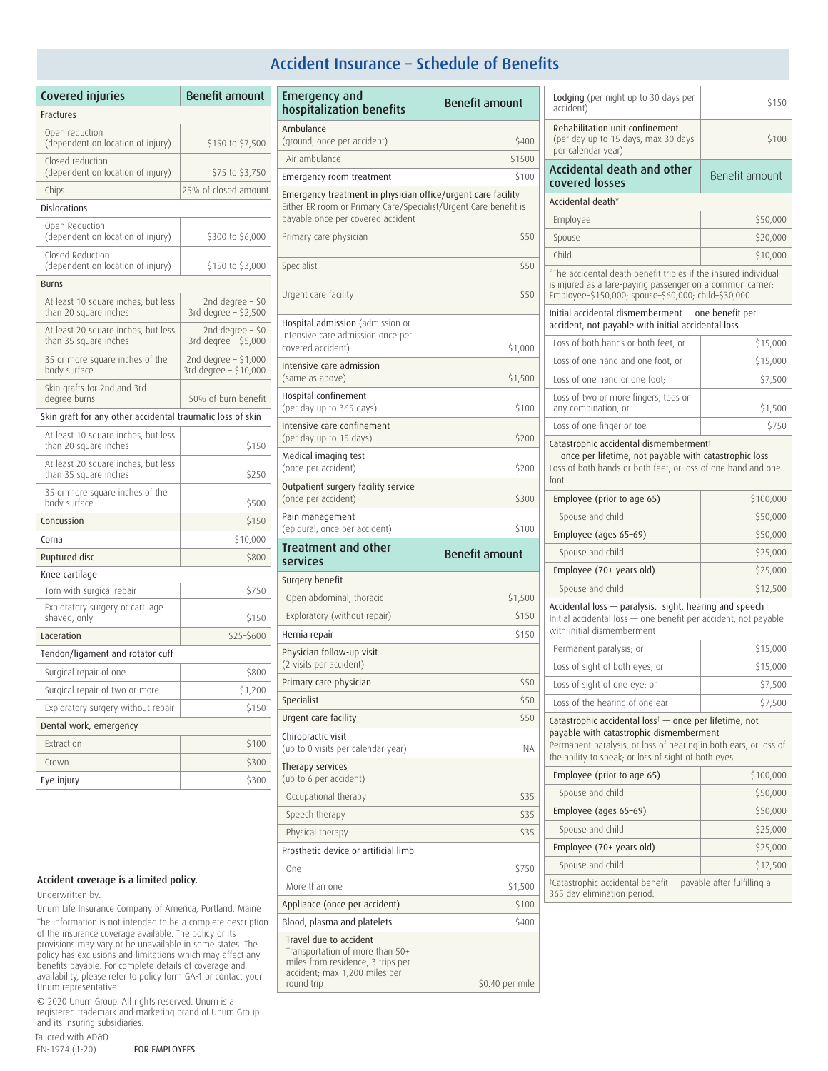# Accident Insurance – Schedule of Benefits

| Covered injuries | Benefit amount |
|---|---|
| **Fractures** | |
| Open reduction (dependent on location of injury) | $150 to $7,500 |
| Closed reduction (dependent on location of injury) | $75 to $3,750 |
| Chips | 25% of closed amount |
| **Dislocations** | |
| Open Reduction (dependent on location of injury) | $300 to $6,000 |
| Closed Reduction (dependent on location of injury) | $150 to $3,000 |
| **Burns** | |
| At least 10 square inches, but less than 20 square inches | 2nd degree – $0<br>3rd degree – $2,500 |
| At least 20 square inches, but less than 35 square inches | 2nd degree – $0<br>3rd degree – $5,000 |
| 35 or more square inches of the body surface | 2nd degree – $1,000<br>3rd degree – $10,000 |
| Skin grafts for 2nd and 3rd degree burns | 50% of burn benefit |
| **Skin graft for any other accidental traumatic loss of skin** | |
| At least 10 square inches, but less than 20 square inches | $150 |
| At least 20 square inches, but less than 35 square inches | $250 |
| 35 or more square inches of the body surface | $500 |
| Concussion | $150 |
| Coma | $10,000 |
| Ruptured disc | $800 |
| **Knee cartilage** | |
| Torn with surgical repair | $750 |
| Exploratory surgery or cartilage shaved, only | $150 |
| Laceration | $25–$600 |
| **Tendon/ligament and rotator cuff** | |
| Surgical repair of one | $800 |
| Surgical repair of two or more | $1,200 |
| Exploratory surgery without repair | $150 |
| **Dental work, emergency** | |
| Extraction | $100 |
| Crown | $300 |
| Eye injury | $300 |

| Emergency and hospitalization benefits | Benefit amount |
|---|---|
| Ambulance (ground, once per accident) | $400 |
| Air ambulance | $1500 |
| Emergency room treatment | $100 |
| **Emergency treatment in physician office/urgent care facility** Either ER room or Primary Care/Specialist/Urgent Care benefit is payable once per covered accident | |
| Primary care physician | $50 |
| Specialist | $50 |
| Urgent care facility | $50 |
| Hospital admission (admission or intensive care admission once per covered accident) | $1,000 |
| Intensive care admission (same as above) | $1,500 |
| Hospital confinement (per day up to 365 days) | $100 |
| Intensive care confinement (per day up to 15 days) | $200 |
| Medical imaging test (once per accident) | $200 |
| Outpatient surgery facility service (once per accident) | $300 |
| Pain management (epidural, once per accident) | $100 |

| Treatment and other services | Benefit amount |
|---|---|
| **Surgery benefit** | |
| Open abdominal, thoracic | $1,500 |
| Exploratory (without repair) | $150 |
| Hernia repair | $150 |
| **Physician follow-up visit** (2 visits per accident) | |
| Primary care physician | $50 |
| Specialist | $50 |
| Urgent care facility | $50 |
| Chiropractic visit (up to 0 visits per calendar year) | NA |
| **Therapy services** (up to 6 per accident) | |
| Occupational therapy | $35 |
| Speech therapy | $35 |
| Physical therapy | $35 |
| **Prosthetic device or artificial limb** | |
| One | $750 |
| More than one | $1,500 |
| Appliance (once per accident) | $100 |
| Blood, plasma and platelets | $400 |
| Travel due to accident<br>Transportation of more than 50+ miles from residence; 3 trips per accident; max 1,200 miles per round trip | $0.40 per mile |
| Lodging (per night up to 30 days per accident) | $150 |
| Rehabilitation unit confinement (per day up to 15 days; max 30 days per calendar year) | $100 |

| Accidental death and other covered losses | Benefit amount |
|---|---|
| **Accidental death*** | |
| Employee | $50,000 |
| Spouse | $20,000 |
| Child | $10,000 |
| *The accidental death benefit triples if the insured individual is injured as a fare-paying passenger on a common carrier: Employee–$150,000; spouse–$60,000; child–$30,000 | |
| **Initial accidental dismemberment** — one benefit per accident, not payable with initial accidental loss | |
| Loss of both hands or both feet; or | $15,000 |
| Loss of one hand and one foot; or | $15,000 |
| Loss of one hand or one foot; | $7,500 |
| Loss of two or more fingers, toes or any combination; or | $1,500 |
| Loss of one finger or toe | $750 |
| **Catastrophic accidental dismemberment†** — once per lifetime, not payable with catastrophic loss<br>Loss of both hands or both feet; or loss of one hand and one foot | |
| Employee (prior to age 65) | $100,000 |
| Spouse and child | $50,000 |
| Employee (ages 65–69) | $50,000 |
| Spouse and child | $25,000 |
| Employee (70+ years old) | $25,000 |
| Spouse and child | $12,500 |
| **Accidental loss — paralysis, sight, hearing and speech**<br>Initial accidental loss — one benefit per accident, not payable with initial dismemberment | |
| Permanent paralysis; or | $15,000 |
| Loss of sight of both eyes; or | $15,000 |
| Loss of sight of one eye; or | $7,500 |
| Loss of the hearing of one ear | $7,500 |
| **Catastrophic accidental loss†** — once per lifetime, not payable with catastrophic dismemberment<br>Permanent paralysis; or loss of hearing in both ears; or loss of the ability to speak; or loss of sight of both eyes | |
| Employee (prior to age 65) | $100,000 |
| Spouse and child | $50,000 |
| Employee (ages 65–69) | $50,000 |
| Spouse and child | $25,000 |
| Employee (70+ years old) | $25,000 |
| Spouse and child | $12,500 |
| †Catastrophic accidental benefit — payable after fulfilling a 365 day elimination period. | |

**Accident coverage is a limited policy.**

Underwritten by:

Unum Life Insurance Company of America, Portland, Maine

The information is not intended to be a complete description of the insurance coverage available. The policy or its provisions may vary or be unavailable in some states. The policy has exclusions and limitations which may affect any benefits payable. For complete details of coverage and availability, please refer to policy form GA-1 or contact your Unum representative.

© 2020 Unum Group. All rights reserved. Unum is a registered trademark and marketing brand of Unum Group and its insuring subsidiaries.

Tailored with AD&D

EN-1974 (1-20) FOR EMPLOYEES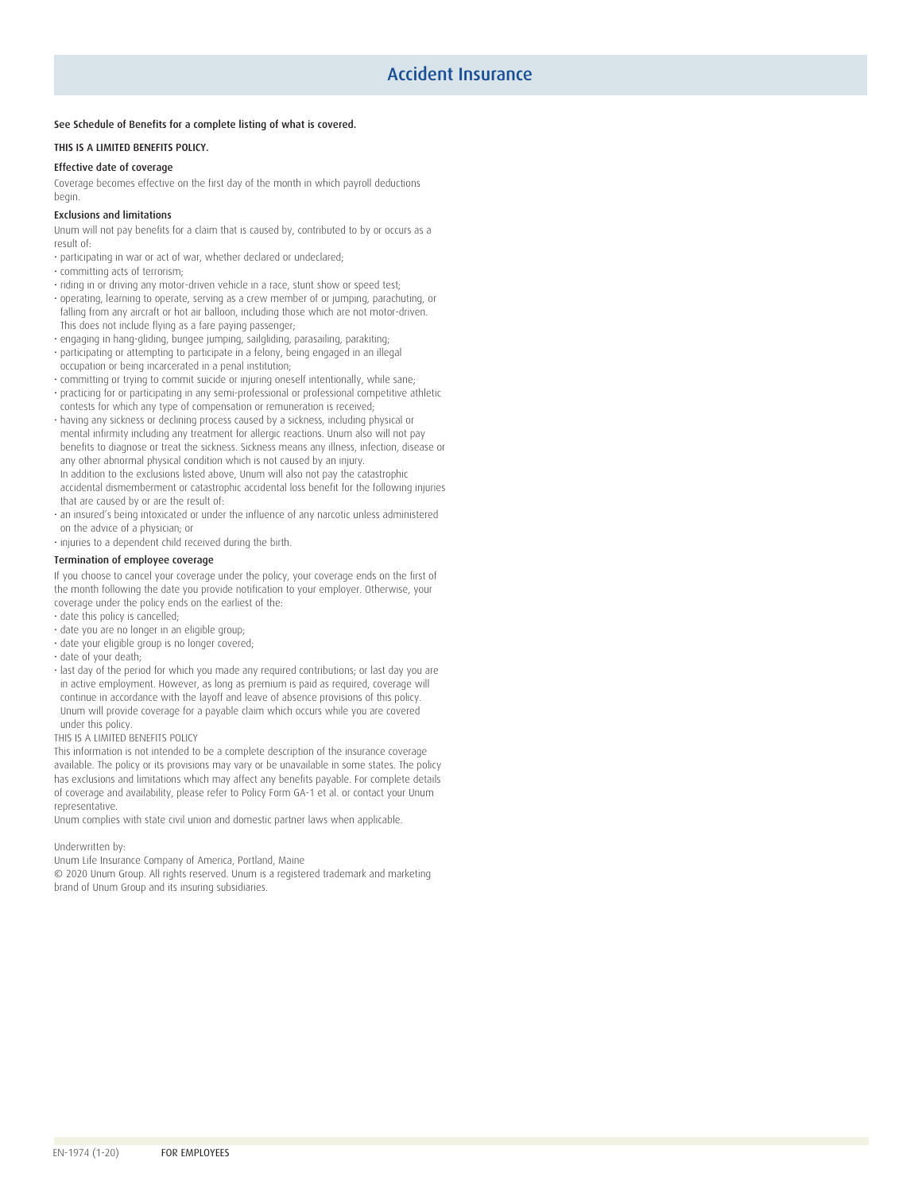# Accident Insurance

**See Schedule of Benefits for a complete listing of what is covered.**

**THIS IS A LIMITED BENEFITS POLICY.**

### Effective date of coverage

Coverage becomes effective on the first day of the month in which payroll deductions begin.

### Exclusions and limitations

Unum will not pay benefits for a claim that is caused by, contributed to by or occurs as a result of:

- participating in war or act of war, whether declared or undeclared;
- committing acts of terrorism;
- riding in or driving any motor-driven vehicle in a race, stunt show or speed test;
- operating, learning to operate, serving as a crew member of or jumping, parachuting, or falling from any aircraft or hot air balloon, including those which are not motor-driven. This does not include flying as a fare paying passenger;
- engaging in hang-gliding, bungee jumping, sailgliding, parasailing, parakiting;
- participating or attempting to participate in a felony, being engaged in an illegal occupation or being incarcerated in a penal institution;
- committing or trying to commit suicide or injuring oneself intentionally, while sane;
- practicing for or participating in any semi-professional or professional competitive athletic contests for which any type of compensation or remuneration is received;
- having any sickness or declining process caused by a sickness, including physical or mental infirmity including any treatment for allergic reactions. Unum also will not pay benefits to diagnose or treat the sickness. Sickness means any illness, infection, disease or any other abnormal physical condition which is not caused by an injury.
  In addition to the exclusions listed above, Unum will also not pay the catastrophic accidental dismemberment or catastrophic accidental loss benefit for the following injuries that are caused by or are the result of:
- an insured's being intoxicated or under the influence of any narcotic unless administered on the advice of a physician; or
- injuries to a dependent child received during the birth.

### Termination of employee coverage

If you choose to cancel your coverage under the policy, your coverage ends on the first of the month following the date you provide notification to your employer. Otherwise, your coverage under the policy ends on the earliest of the:

- date this policy is cancelled;
- date you are no longer in an eligible group;
- date your eligible group is no longer covered;
- date of your death;
- last day of the period for which you made any required contributions; or last day you are in active employment. However, as long as premium is paid as required, coverage will continue in accordance with the layoff and leave of absence provisions of this policy. Unum will provide coverage for a payable claim which occurs while you are covered under this policy.

THIS IS A LIMITED BENEFITS POLICY

This information is not intended to be a complete description of the insurance coverage available. The policy or its provisions may vary or be unavailable in some states. The policy has exclusions and limitations which may affect any benefits payable. For complete details of coverage and availability, please refer to Policy Form GA-1 et al. or contact your Unum representative.

Unum complies with state civil union and domestic partner laws when applicable.

Underwritten by:

Unum Life Insurance Company of America, Portland, Maine

© 2020 Unum Group. All rights reserved. Unum is a registered trademark and marketing brand of Unum Group and its insuring subsidiaries.

EN-1974 (1-20) FOR EMPLOYEES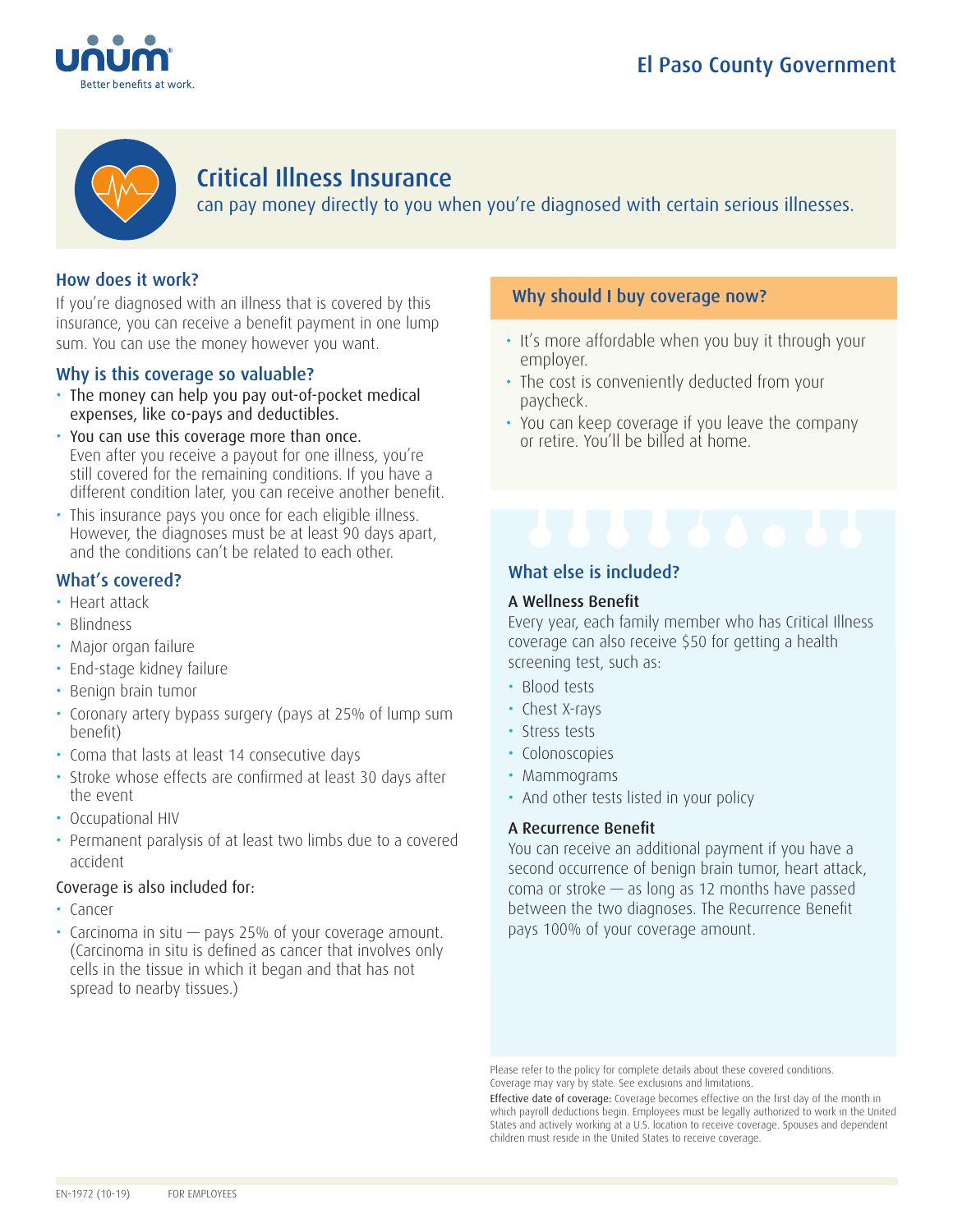El Paso County Government

# Critical Illness Insurance

can pay money directly to you when you're diagnosed with certain serious illnesses.

## How does it work?

If you're diagnosed with an illness that is covered by this insurance, you can receive a benefit payment in one lump sum. You can use the money however you want.

## Why is this coverage so valuable?

- The money can help you pay out-of-pocket medical expenses, like co-pays and deductibles.
- You can use this coverage more than once. Even after you receive a payout for one illness, you're still covered for the remaining conditions. If you have a different condition later, you can receive another benefit.
- This insurance pays you once for each eligible illness. However, the diagnoses must be at least 90 days apart, and the conditions can't be related to each other.

## What's covered?

- Heart attack
- Blindness
- Major organ failure
- End-stage kidney failure
- Benign brain tumor
- Coronary artery bypass surgery (pays at 25% of lump sum benefit)
- Coma that lasts at least 14 consecutive days
- Stroke whose effects are confirmed at least 30 days after the event
- Occupational HIV
- Permanent paralysis of at least two limbs due to a covered accident

Coverage is also included for:

- Cancer
- Carcinoma in situ — pays 25% of your coverage amount. (Carcinoma in situ is defined as cancer that involves only cells in the tissue in which it began and that has not spread to nearby tissues.)

## Why should I buy coverage now?

- It's more affordable when you buy it through your employer.
- The cost is conveniently deducted from your paycheck.
- You can keep coverage if you leave the company or retire. You'll be billed at home.

## What else is included?

### A Wellness Benefit

Every year, each family member who has Critical Illness coverage can also receive $50 for getting a health screening test, such as:

- Blood tests
- Chest X-rays
- Stress tests
- Colonoscopies
- Mammograms
- And other tests listed in your policy

### A Recurrence Benefit

You can receive an additional payment if you have a second occurrence of benign brain tumor, heart attack, coma or stroke — as long as 12 months have passed between the two diagnoses. The Recurrence Benefit pays 100% of your coverage amount.

Please refer to the policy for complete details about these covered conditions. Coverage may vary by state. See exclusions and limitations.

Effective date of coverage: Coverage becomes effective on the first day of the month in which payroll deductions begin. Employees must be legally authorized to work in the United States and actively working at a U.S. location to receive coverage. Spouses and dependent children must reside in the United States to receive coverage.

EN-1972 (10-19) FOR EMPLOYEES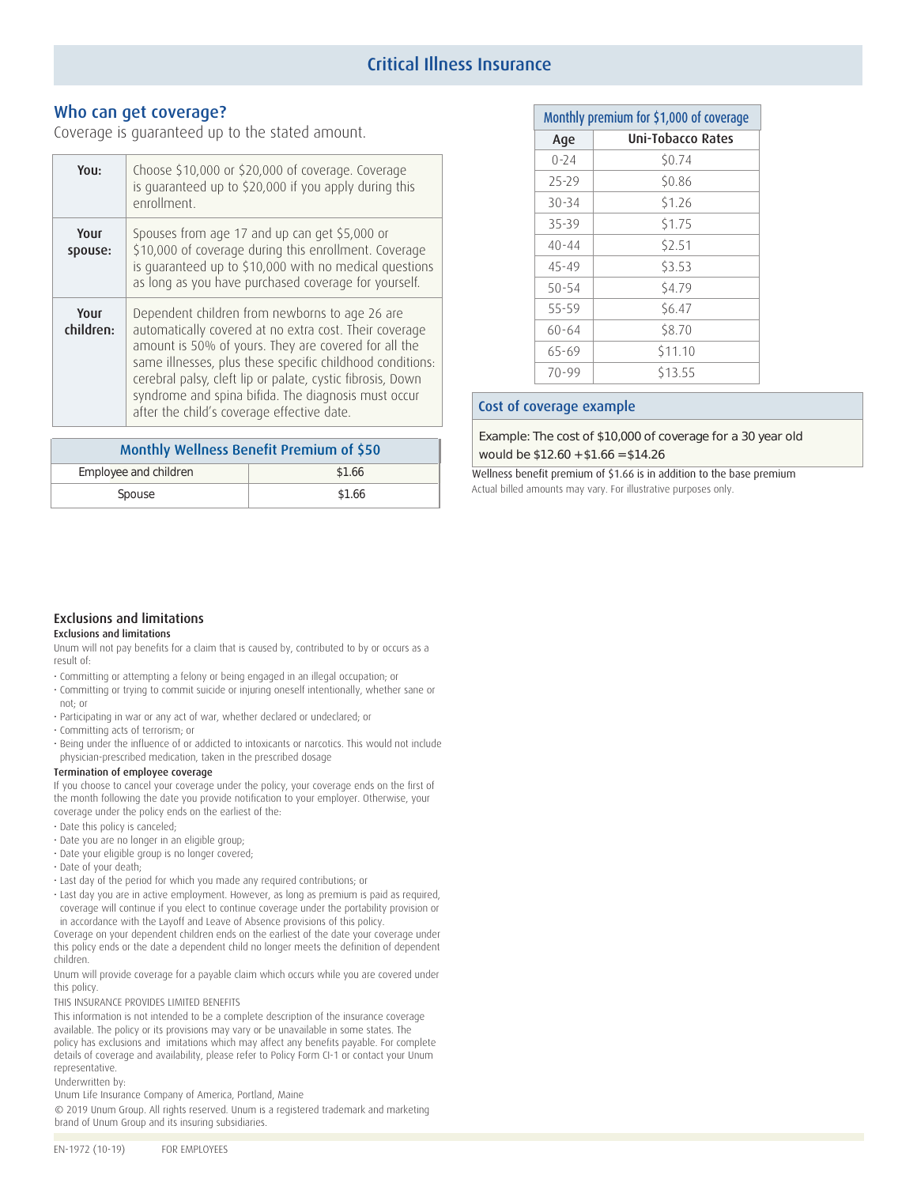# Critical Illness Insurance

## Who can get coverage?

Coverage is guaranteed up to the stated amount.

| | |
|---|---|
| **You:** | Choose $10,000 or $20,000 of coverage. Coverage is guaranteed up to $20,000 if you apply during this enrollment. |
| **Your spouse:** | Spouses from age 17 and up can get $5,000 or $10,000 of coverage during this enrollment. Coverage is guaranteed up to $10,000 with no medical questions as long as you have purchased coverage for yourself. |
| **Your children:** | Dependent children from newborns to age 26 are automatically covered at no extra cost. Their coverage amount is 50% of yours. They are covered for all the same illnesses, plus these specific childhood conditions: cerebral palsy, cleft lip or palate, cystic fibrosis, Down syndrome and spina bifida. The diagnosis must occur after the child's coverage effective date. |

| Monthly Wellness Benefit Premium of $50 | |
|---|---|
| Employee and children | $1.66 |
| Spouse | $1.66 |

| Monthly premium for $1,000 of coverage | |
|---|---|
| **Age** | **Uni-Tobacco Rates** |
| 0-24 | $0.74 |
| 25-29 | $0.86 |
| 30-34 | $1.26 |
| 35-39 | $1.75 |
| 40-44 | $2.51 |
| 45-49 | $3.53 |
| 50-54 | $4.79 |
| 55-59 | $6.47 |
| 60-64 | $8.70 |
| 65-69 | $11.10 |
| 70-99 | $13.55 |

### Cost of coverage example

Example: The cost of $10,000 of coverage for a 30 year old would be $12.60 + $1.66 = $14.26

Wellness benefit premium of $1.66 is in addition to the base premium

Actual billed amounts may vary. For illustrative purposes only.

### Exclusions and limitations

**Exclusions and limitations**

Unum will not pay benefits for a claim that is caused by, contributed to by or occurs as a result of:

- Committing or attempting a felony or being engaged in an illegal occupation; or
- Committing or trying to commit suicide or injuring oneself intentionally, whether sane or not; or
- Participating in war or any act of war, whether declared or undeclared; or
- Committing acts of terrorism; or
- Being under the influence of or addicted to intoxicants or narcotics. This would not include physician-prescribed medication, taken in the prescribed dosage

**Termination of employee coverage**

If you choose to cancel your coverage under the policy, your coverage ends on the first of the month following the date you provide notification to your employer. Otherwise, your coverage under the policy ends on the earliest of the:

- Date this policy is canceled;
- Date you are no longer in an eligible group;
- Date your eligible group is no longer covered;
- Date of your death;
- Last day of the period for which you made any required contributions; or
- Last day you are in active employment. However, as long as premium is paid as required, coverage will continue if you elect to continue coverage under the portability provision or in accordance with the Layoff and Leave of Absence provisions of this policy.

Coverage on your dependent children ends on the earliest of the date your coverage under this policy ends or the date a dependent child no longer meets the definition of dependent children.

Unum will provide coverage for a payable claim which occurs while you are covered under this policy.

THIS INSURANCE PROVIDES LIMITED BENEFITS

This information is not intended to be a complete description of the insurance coverage available. The policy or its provisions may vary or be unavailable in some states. The policy has exclusions and imitations which may affect any benefits payable. For complete details of coverage and availability, please refer to Policy Form CI-1 or contact your Unum representative.

Underwritten by:

Unum Life Insurance Company of America, Portland, Maine

© 2019 Unum Group. All rights reserved. Unum is a registered trademark and marketing brand of Unum Group and its insuring subsidiaries.

EN-1972 (10-19) FOR EMPLOYEES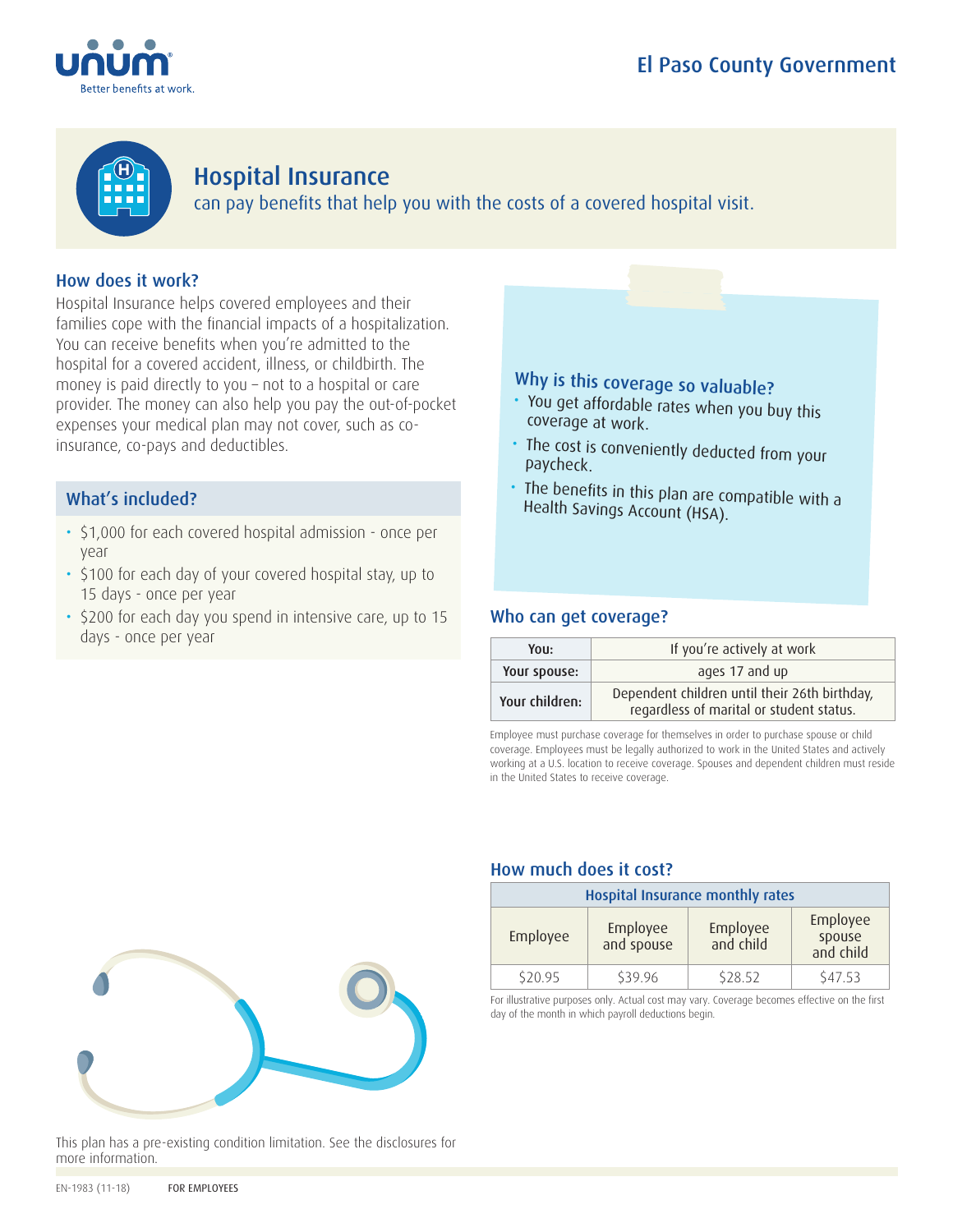El Paso County Government

# Hospital Insurance

can pay benefits that help you with the costs of a covered hospital visit.

## How does it work?

Hospital Insurance helps covered employees and their families cope with the financial impacts of a hospitalization. You can receive benefits when you're admitted to the hospital for a covered accident, illness, or childbirth. The money is paid directly to you – not to a hospital or care provider. The money can also help you pay the out-of-pocket expenses your medical plan may not cover, such as co-insurance, co-pays and deductibles.

## What's included?

- $1,000 for each covered hospital admission - once per year
- $100 for each day of your covered hospital stay, up to 15 days - once per year
- $200 for each day you spend in intensive care, up to 15 days - once per year

## Why is this coverage so valuable?

- You get affordable rates when you buy this coverage at work.
- The cost is conveniently deducted from your paycheck.
- The benefits in this plan are compatible with a Health Savings Account (HSA).

## Who can get coverage?

| | |
|---|---|
| **You:** | If you're actively at work |
| **Your spouse:** | ages 17 and up |
| **Your children:** | Dependent children until their 26th birthday, regardless of marital or student status. |

Employee must purchase coverage for themselves in order to purchase spouse or child coverage. Employees must be legally authorized to work in the United States and actively working at a U.S. location to receive coverage. Spouses and dependent children must reside in the United States to receive coverage.

## How much does it cost?

| Hospital Insurance monthly rates | | | |
|---|---|---|---|
| Employee | Employee and spouse | Employee and child | Employee spouse and child |
| $20.95 | $39.96 | $28.52 | $47.53 |

For illustrative purposes only. Actual cost may vary. Coverage becomes effective on the first day of the month in which payroll deductions begin.

This plan has a pre-existing condition limitation. See the disclosures for more information.

EN-1983 (11-18) FOR EMPLOYEES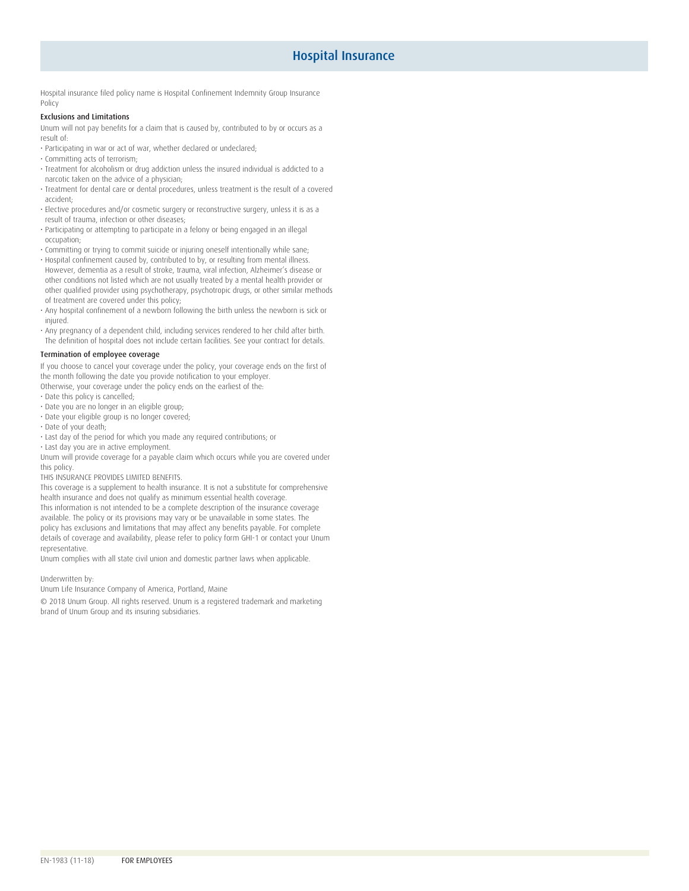# Hospital Insurance

Hospital insurance filed policy name is Hospital Confinement Indemnity Group Insurance Policy

### Exclusions and Limitations

Unum will not pay benefits for a claim that is caused by, contributed to by or occurs as a result of:

- Participating in war or act of war, whether declared or undeclared;
- Committing acts of terrorism;
- Treatment for alcoholism or drug addiction unless the insured individual is addicted to a narcotic taken on the advice of a physician;
- Treatment for dental care or dental procedures, unless treatment is the result of a covered accident;
- Elective procedures and/or cosmetic surgery or reconstructive surgery, unless it is as a result of trauma, infection or other diseases;
- Participating or attempting to participate in a felony or being engaged in an illegal occupation;
- Committing or trying to commit suicide or injuring oneself intentionally while sane;
- Hospital confinement caused by, contributed to by, or resulting from mental illness. However, dementia as a result of stroke, trauma, viral infection, Alzheimer's disease or other conditions not listed which are not usually treated by a mental health provider or other qualified provider using psychotherapy, psychotropic drugs, or other similar methods of treatment are covered under this policy;
- Any hospital confinement of a newborn following the birth unless the newborn is sick or injured.
- Any pregnancy of a dependent child, including services rendered to her child after birth.

The definition of hospital does not include certain facilities. See your contract for details.

### Termination of employee coverage

If you choose to cancel your coverage under the policy, your coverage ends on the first of the month following the date you provide notification to your employer.

Otherwise, your coverage under the policy ends on the earliest of the:

- Date this policy is cancelled;
- Date you are no longer in an eligible group;
- Date your eligible group is no longer covered;
- Date of your death;
- Last day of the period for which you made any required contributions; or
- Last day you are in active employment.

Unum will provide coverage for a payable claim which occurs while you are covered under this policy.

THIS INSURANCE PROVIDES LIMITED BENEFITS.

This coverage is a supplement to health insurance. It is not a substitute for comprehensive health insurance and does not qualify as minimum essential health coverage.

This information is not intended to be a complete description of the insurance coverage available. The policy or its provisions may vary or be unavailable in some states. The policy has exclusions and limitations that may affect any benefits payable. For complete details of coverage and availability, please refer to policy form GHI-1 or contact your Unum representative.

Unum complies with all state civil union and domestic partner laws when applicable.

Underwritten by:

Unum Life Insurance Company of America, Portland, Maine

© 2018 Unum Group. All rights reserved. Unum is a registered trademark and marketing brand of Unum Group and its insuring subsidiaries.

EN-1983 (11-18) FOR EMPLOYEES